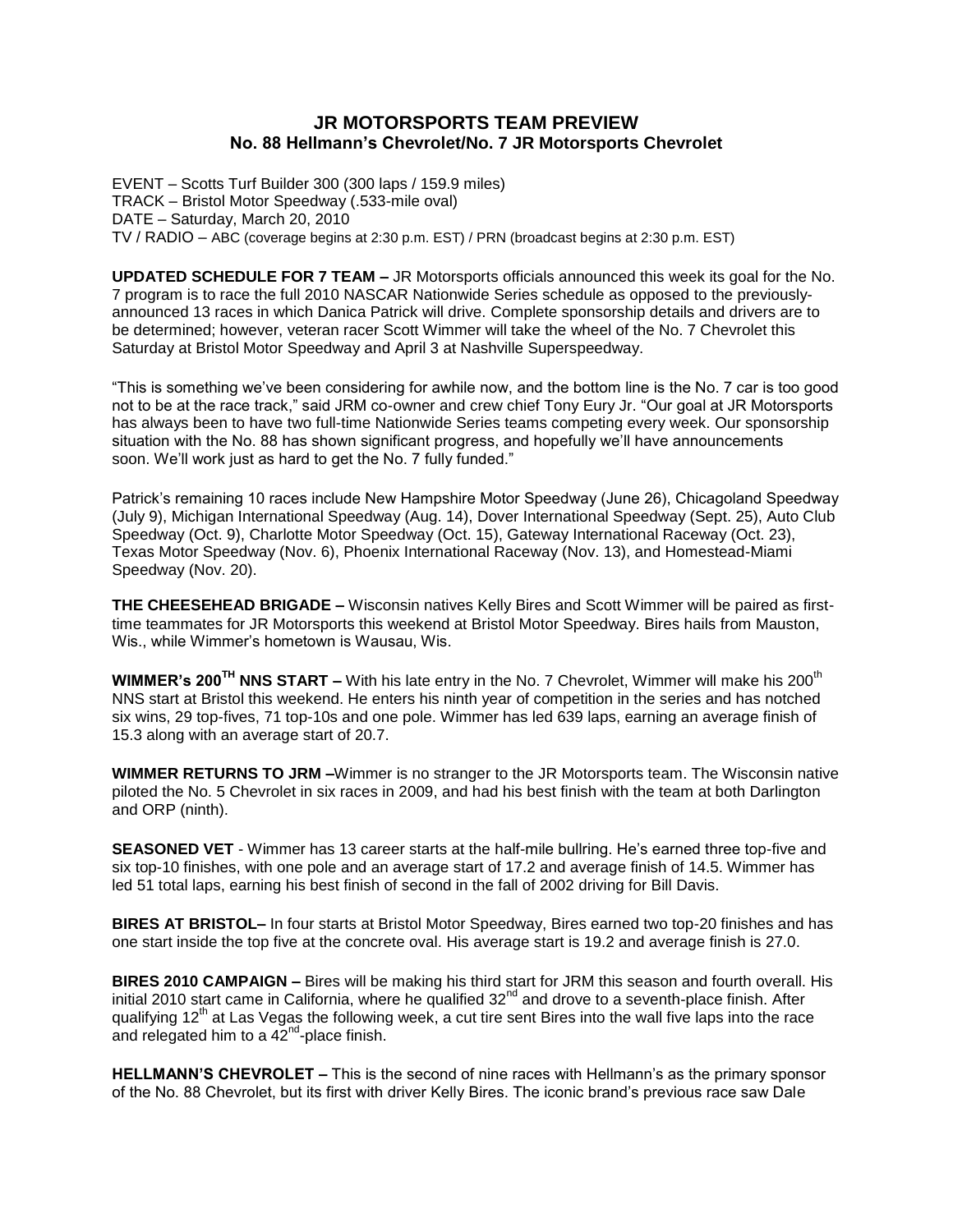# JR MOTORSPORTS TEAM PREVIEW

## No. 88 Hellmann's Chevrolet/No. 7 JR Motorsports Chevrolet

EVENT – Scotts Turf Builder 300 (300 laps / 159.9 miles)
TRACK – Bristol Motor Speedway (.533-mile oval)
DATE – Saturday, March 20, 2010
TV / RADIO – ABC (coverage begins at 2:30 p.m. EST) / PRN (broadcast begins at 2:30 p.m. EST)

**UPDATED SCHEDULE FOR 7 TEAM –** JR Motorsports officials announced this week its goal for the No. 7 program is to race the full 2010 NASCAR Nationwide Series schedule as opposed to the previously-announced 13 races in which Danica Patrick will drive. Complete sponsorship details and drivers are to be determined; however, veteran racer Scott Wimmer will take the wheel of the No. 7 Chevrolet this Saturday at Bristol Motor Speedway and April 3 at Nashville Superspeedway.

"This is something we've been considering for awhile now, and the bottom line is the No. 7 car is too good not to be at the race track," said JRM co-owner and crew chief Tony Eury Jr. "Our goal at JR Motorsports has always been to have two full-time Nationwide Series teams competing every week. Our sponsorship situation with the No. 88 has shown significant progress, and hopefully we'll have announcements soon. We'll work just as hard to get the No. 7 fully funded."

Patrick's remaining 10 races include New Hampshire Motor Speedway (June 26), Chicagoland Speedway (July 9), Michigan International Speedway (Aug. 14), Dover International Speedway (Sept. 25), Auto Club Speedway (Oct. 9), Charlotte Motor Speedway (Oct. 15), Gateway International Raceway (Oct. 23), Texas Motor Speedway (Nov. 6), Phoenix International Raceway (Nov. 13), and Homestead-Miami Speedway (Nov. 20).

**THE CHEESEHEAD BRIGADE –** Wisconsin natives Kelly Bires and Scott Wimmer will be paired as first-time teammates for JR Motorsports this weekend at Bristol Motor Speedway. Bires hails from Mauston, Wis., while Wimmer's hometown is Wausau, Wis.

**WIMMER's 200TH NNS START –** With his late entry in the No. 7 Chevrolet, Wimmer will make his 200th NNS start at Bristol this weekend. He enters his ninth year of competition in the series and has notched six wins, 29 top-fives, 71 top-10s and one pole. Wimmer has led 639 laps, earning an average finish of 15.3 along with an average start of 20.7.

**WIMMER RETURNS TO JRM –**Wimmer is no stranger to the JR Motorsports team. The Wisconsin native piloted the No. 5 Chevrolet in six races in 2009, and had his best finish with the team at both Darlington and ORP (ninth).

**SEASONED VET** - Wimmer has 13 career starts at the half-mile bullring. He's earned three top-five and six top-10 finishes, with one pole and an average start of 17.2 and average finish of 14.5. Wimmer has led 51 total laps, earning his best finish of second in the fall of 2002 driving for Bill Davis.

**BIRES AT BRISTOL–** In four starts at Bristol Motor Speedway, Bires earned two top-20 finishes and has one start inside the top five at the concrete oval. His average start is 19.2 and average finish is 27.0.

**BIRES 2010 CAMPAIGN –** Bires will be making his third start for JRM this season and fourth overall. His initial 2010 start came in California, where he qualified 32nd and drove to a seventh-place finish. After qualifying 12th at Las Vegas the following week, a cut tire sent Bires into the wall five laps into the race and relegated him to a 42nd-place finish.

**HELLMANN'S CHEVROLET –** This is the second of nine races with Hellmann's as the primary sponsor of the No. 88 Chevrolet, but its first with driver Kelly Bires. The iconic brand's previous race saw Dale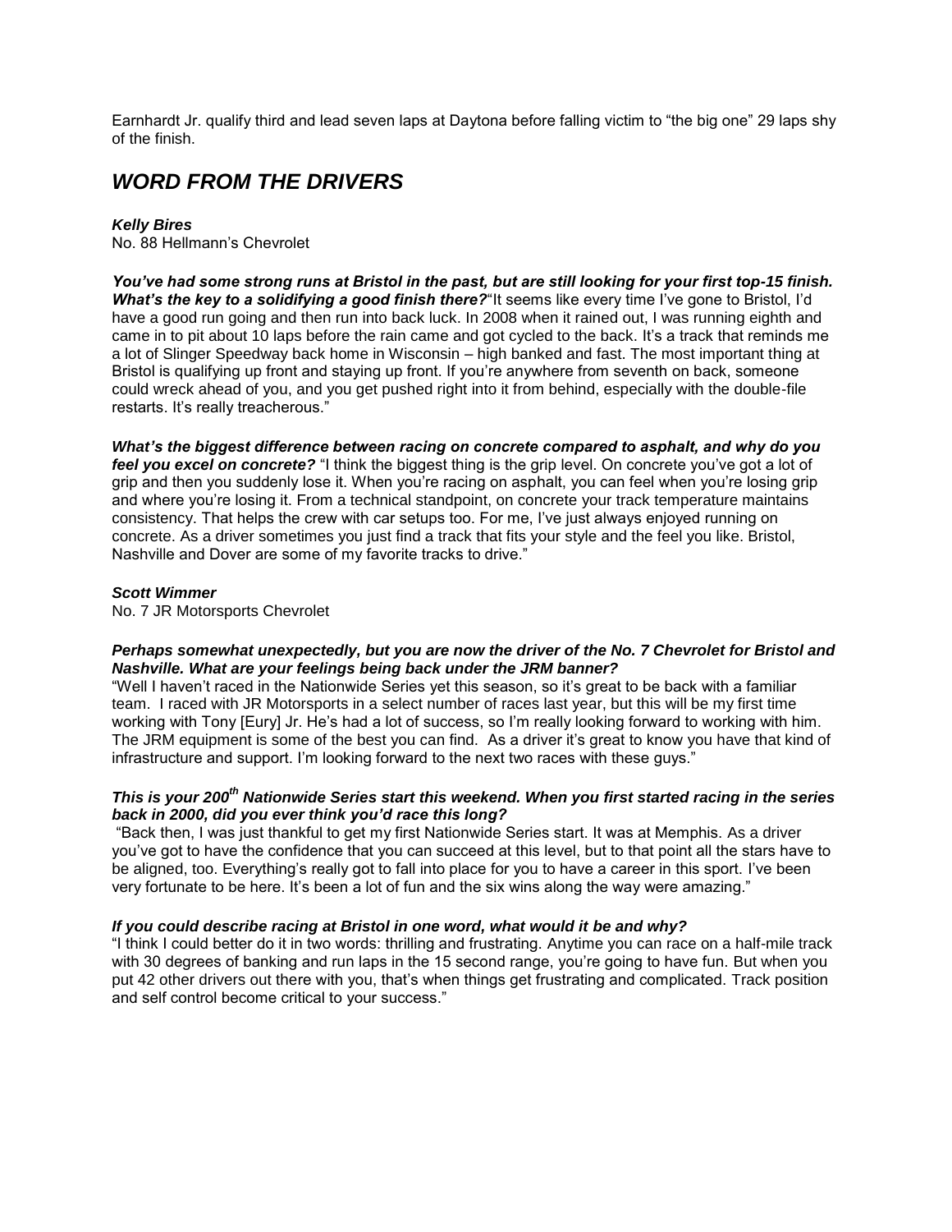Earnhardt Jr. qualify third and lead seven laps at Daytona before falling victim to "the big one" 29 laps shy of the finish.

## *WORD FROM THE DRIVERS*

***Kelly Bires***
No. 88 Hellmann's Chevrolet

***You've had some strong runs at Bristol in the past, but are still looking for your first top-15 finish. What's the key to a solidifying a good finish there?***"It seems like every time I've gone to Bristol, I'd have a good run going and then run into back luck. In 2008 when it rained out, I was running eighth and came in to pit about 10 laps before the rain came and got cycled to the back. It's a track that reminds me a lot of Slinger Speedway back home in Wisconsin – high banked and fast. The most important thing at Bristol is qualifying up front and staying up front. If you're anywhere from seventh on back, someone could wreck ahead of you, and you get pushed right into it from behind, especially with the double-file restarts. It's really treacherous."

***What's the biggest difference between racing on concrete compared to asphalt, and why do you feel you excel on concrete?*** "I think the biggest thing is the grip level. On concrete you've got a lot of grip and then you suddenly lose it. When you're racing on asphalt, you can feel when you're losing grip and where you're losing it. From a technical standpoint, on concrete your track temperature maintains consistency. That helps the crew with car setups too. For me, I've just always enjoyed running on concrete. As a driver sometimes you just find a track that fits your style and the feel you like. Bristol, Nashville and Dover are some of my favorite tracks to drive."

***Scott Wimmer***
No. 7 JR Motorsports Chevrolet

***Perhaps somewhat unexpectedly, but you are now the driver of the No. 7 Chevrolet for Bristol and Nashville. What are your feelings being back under the JRM banner?***
"Well I haven't raced in the Nationwide Series yet this season, so it's great to be back with a familiar team. I raced with JR Motorsports in a select number of races last year, but this will be my first time working with Tony [Eury] Jr. He's had a lot of success, so I'm really looking forward to working with him. The JRM equipment is some of the best you can find. As a driver it's great to know you have that kind of infrastructure and support. I'm looking forward to the next two races with these guys."

***This is your 200th Nationwide Series start this weekend. When you first started racing in the series back in 2000, did you ever think you'd race this long?***
"Back then, I was just thankful to get my first Nationwide Series start. It was at Memphis. As a driver you've got to have the confidence that you can succeed at this level, but to that point all the stars have to be aligned, too. Everything's really got to fall into place for you to have a career in this sport. I've been very fortunate to be here. It's been a lot of fun and the six wins along the way were amazing."

***If you could describe racing at Bristol in one word, what would it be and why?***
"I think I could better do it in two words: thrilling and frustrating. Anytime you can race on a half-mile track with 30 degrees of banking and run laps in the 15 second range, you're going to have fun. But when you put 42 other drivers out there with you, that's when things get frustrating and complicated. Track position and self control become critical to your success."